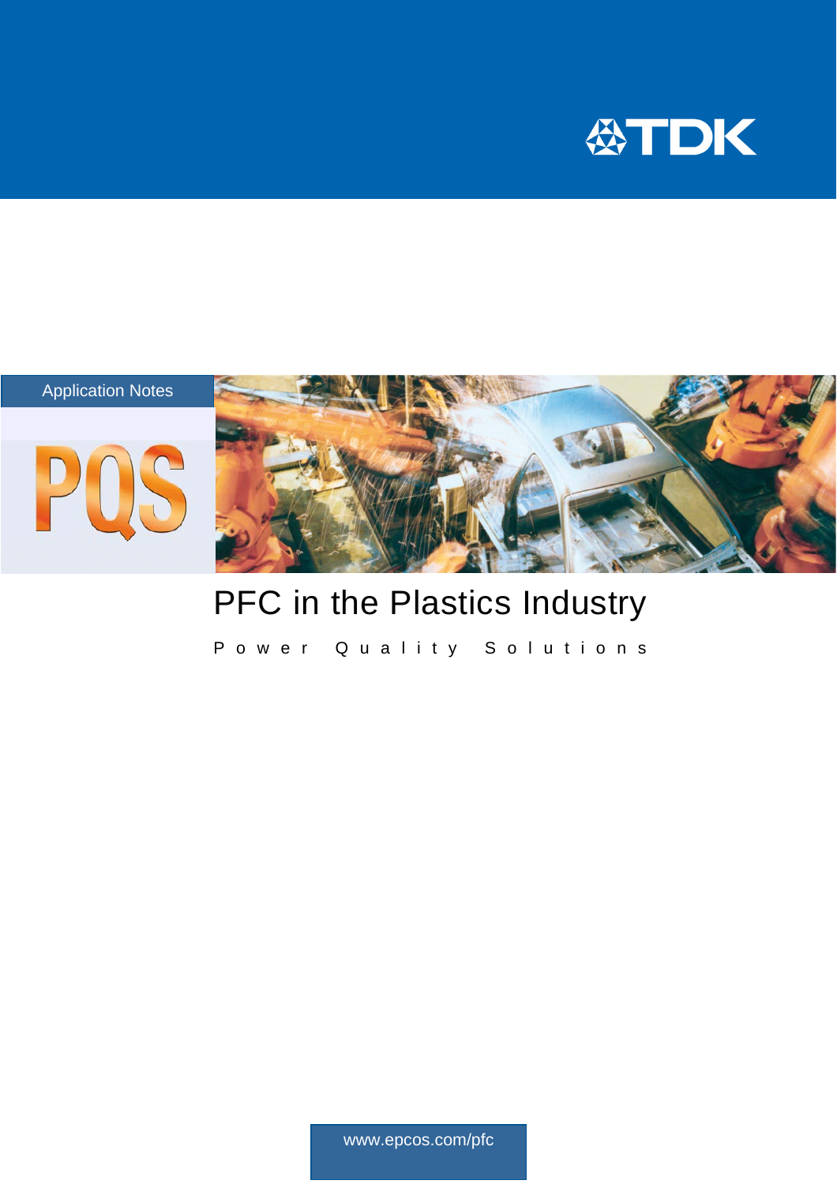TDK

Application Notes

PQS

# PFC in the Plastics Industry

Power Quality Solutions

www.epcos.com/pfc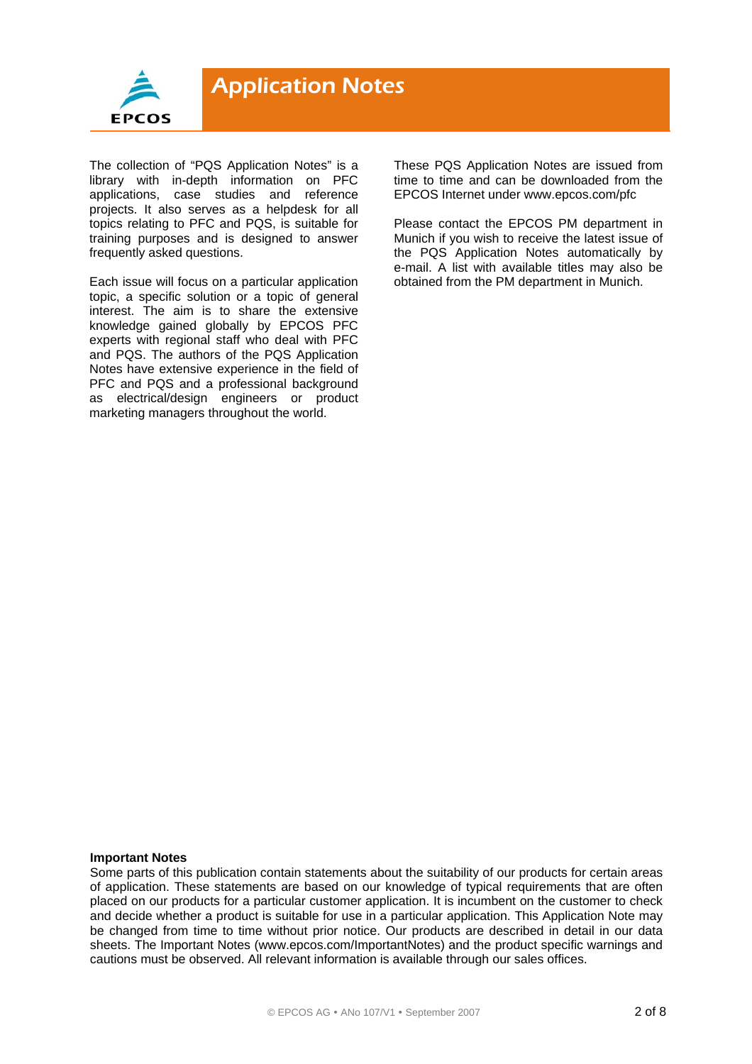# Application Notes

The collection of "PQS Application Notes" is a library with in-depth information on PFC applications, case studies and reference projects. It also serves as a helpdesk for all topics relating to PFC and PQS, is suitable for training purposes and is designed to answer frequently asked questions.

Each issue will focus on a particular application topic, a specific solution or a topic of general interest. The aim is to share the extensive knowledge gained globally by EPCOS PFC experts with regional staff who deal with PFC and PQS. The authors of the PQS Application Notes have extensive experience in the field of PFC and PQS and a professional background as electrical/design engineers or product marketing managers throughout the world.

These PQS Application Notes are issued from time to time and can be downloaded from the EPCOS Internet under www.epcos.com/pfc

Please contact the EPCOS PM department in Munich if you wish to receive the latest issue of the PQS Application Notes automatically by e-mail. A list with available titles may also be obtained from the PM department in Munich.

**Important Notes**

Some parts of this publication contain statements about the suitability of our products for certain areas of application. These statements are based on our knowledge of typical requirements that are often placed on our products for a particular customer application. It is incumbent on the customer to check and decide whether a product is suitable for use in a particular application. This Application Note may be changed from time to time without prior notice. Our products are described in detail in our data sheets. The Important Notes (www.epcos.com/ImportantNotes) and the product specific warnings and cautions must be observed. All relevant information is available through our sales offices.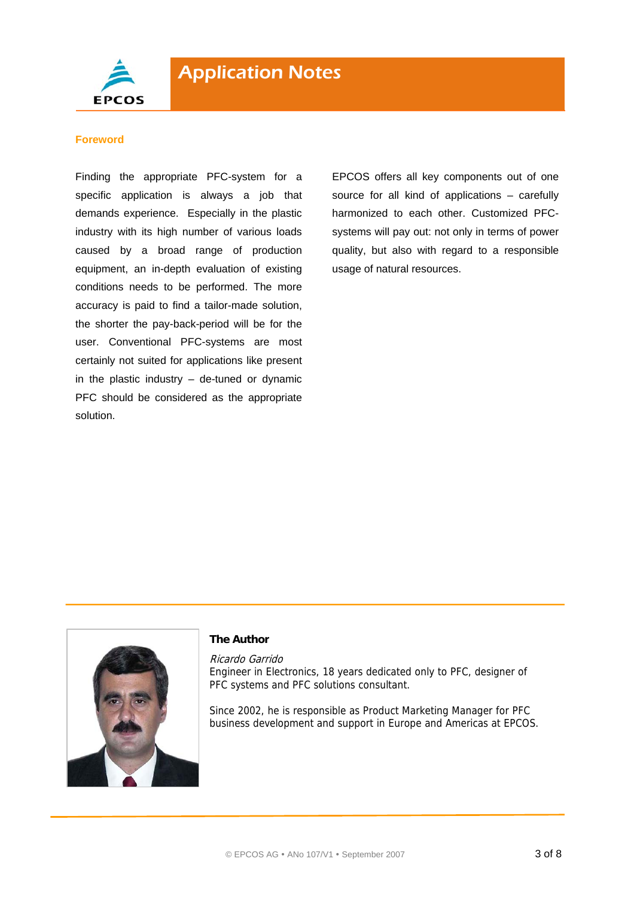## Foreword

Finding the appropriate PFC-system for a specific application is always a job that demands experience. Especially in the plastic industry with its high number of various loads caused by a broad range of production equipment, an in-depth evaluation of existing conditions needs to be performed. The more accuracy is paid to find a tailor-made solution, the shorter the pay-back-period will be for the user. Conventional PFC-systems are most certainly not suited for applications like present in the plastic industry – de-tuned or dynamic PFC should be considered as the appropriate solution.

EPCOS offers all key components out of one source for all kind of applications – carefully harmonized to each other. Customized PFC-systems will pay out: not only in terms of power quality, but also with regard to a responsible usage of natural resources.

### The Author

*Ricardo Garrido*
Engineer in Electronics, 18 years dedicated only to PFC, designer of PFC systems and PFC solutions consultant.

Since 2002, he is responsible as Product Marketing Manager for PFC business development and support in Europe and Americas at EPCOS.

© EPCOS AG • ANo 107/V1 • September 2007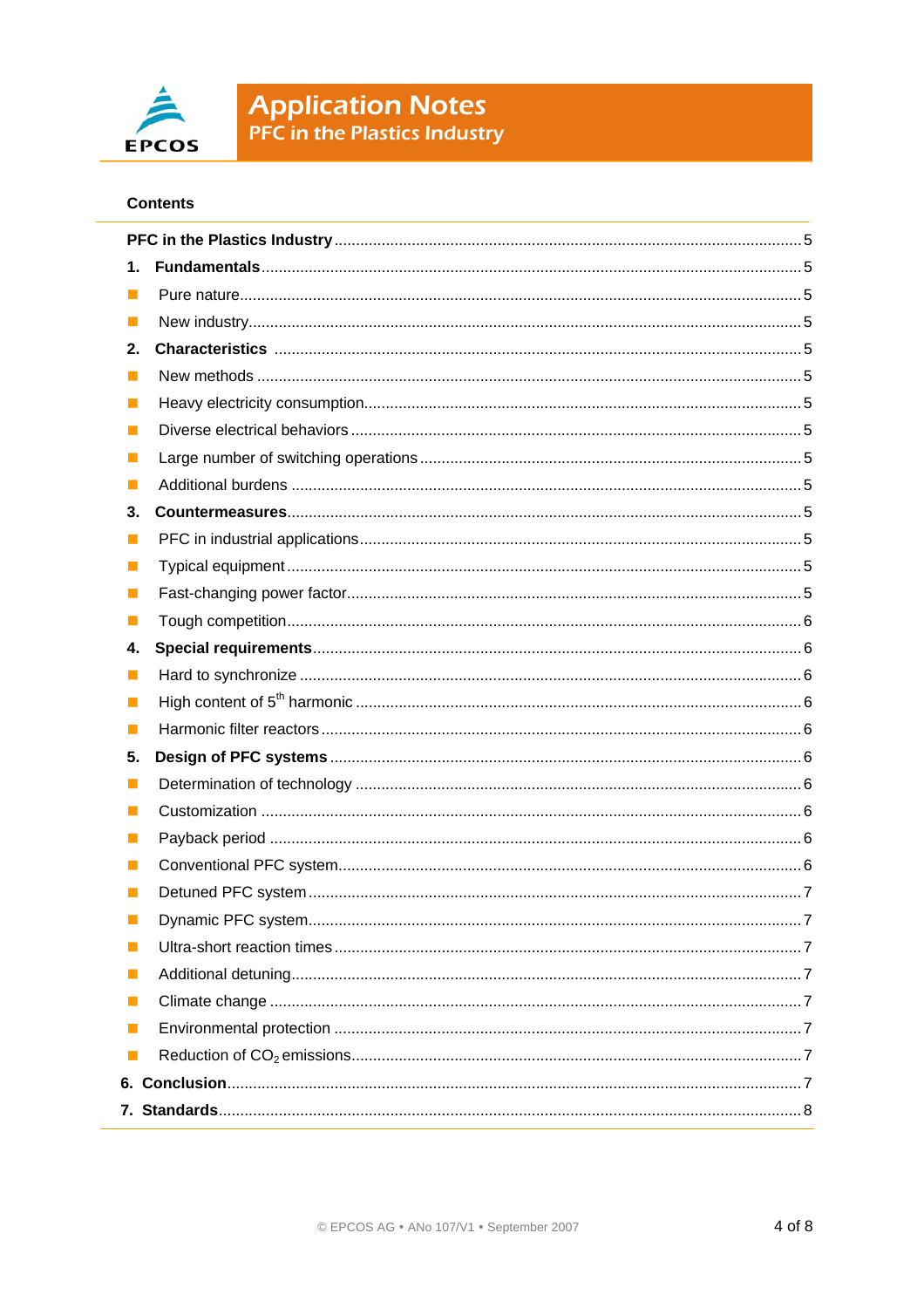**Contents**

**PFC in the Plastics Industry** ... 5

1. **Fundamentals** ... 5
   - Pure nature ... 5
   - New industry ... 5
2. **Characteristics** ... 5
   - New methods ... 5
   - Heavy electricity consumption ... 5
   - Diverse electrical behaviors ... 5
   - Large number of switching operations ... 5
   - Additional burdens ... 5
3. **Countermeasures** ... 5
   - PFC in industrial applications ... 5
   - Typical equipment ... 5
   - Fast-changing power factor ... 5
   - Tough competition ... 6
4. **Special requirements** ... 6
   - Hard to synchronize ... 6
   - High content of $5^{th}$ harmonic ... 6
   - Harmonic filter reactors ... 6
5. **Design of PFC systems** ... 6
   - Determination of technology ... 6
   - Customization ... 6
   - Payback period ... 6
   - Conventional PFC system ... 6
   - Detuned PFC system ... 7
   - Dynamic PFC system ... 7
   - Ultra-short reaction times ... 7
   - Additional detuning ... 7
   - Climate change ... 7
   - Environmental protection ... 7
   - Reduction of $CO_2$ emissions ... 7
6. **Conclusion** ... 7
7. **Standards** ... 8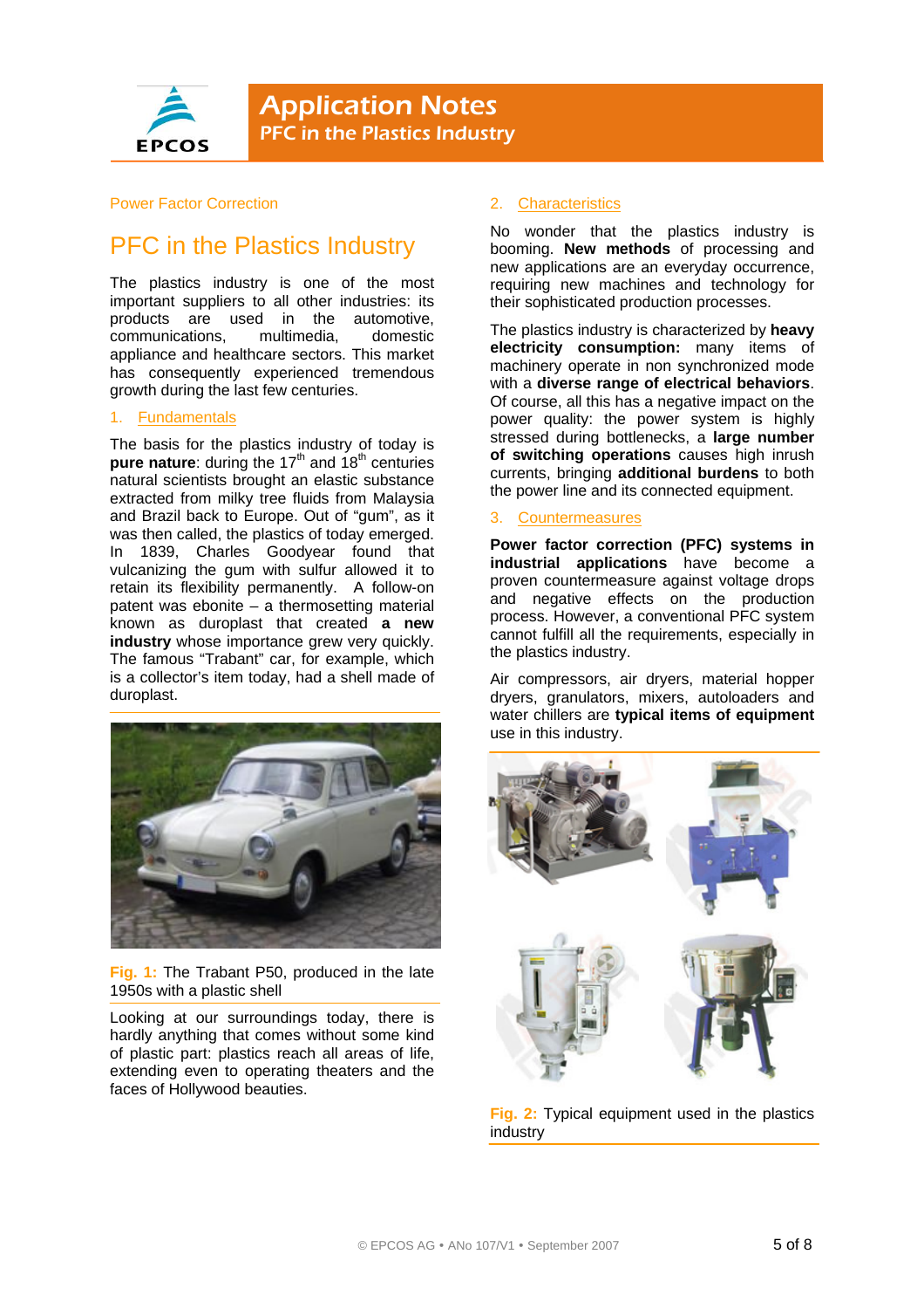Power Factor Correction

# PFC in the Plastics Industry

The plastics industry is one of the most important suppliers to all other industries: its products are used in the automotive, communications, multimedia, domestic appliance and healthcare sectors. This market has consequently experienced tremendous growth during the last few centuries.

## 1. Fundamentals

The basis for the plastics industry of today is **pure nature**: during the 17th and 18th centuries natural scientists brought an elastic substance extracted from milky tree fluids from Malaysia and Brazil back to Europe. Out of "gum", as it was then called, the plastics of today emerged. In 1839, Charles Goodyear found that vulcanizing the gum with sulfur allowed it to retain its flexibility permanently. A follow-on patent was ebonite – a thermosetting material known as duroplast that created **a new industry** whose importance grew very quickly. The famous "Trabant" car, for example, which is a collector's item today, had a shell made of duroplast.

**Fig. 1:** The Trabant P50, produced in the late 1950s with a plastic shell

Looking at our surroundings today, there is hardly anything that comes without some kind of plastic part: plastics reach all areas of life, extending even to operating theaters and the faces of Hollywood beauties.

## 2. Characteristics

No wonder that the plastics industry is booming. **New methods** of processing and new applications are an everyday occurrence, requiring new machines and technology for their sophisticated production processes.

The plastics industry is characterized by **heavy electricity consumption:** many items of machinery operate in non synchronized mode with a **diverse range of electrical behaviors**. Of course, all this has a negative impact on the power quality: the power system is highly stressed during bottlenecks, a **large number of switching operations** causes high inrush currents, bringing **additional burdens** to both the power line and its connected equipment.

## 3. Countermeasures

**Power factor correction (PFC) systems in industrial applications** have become a proven countermeasure against voltage drops and negative effects on the production process. However, a conventional PFC system cannot fulfill all the requirements, especially in the plastics industry.

Air compressors, air dryers, material hopper dryers, granulators, mixers, autoloaders and water chillers are **typical items of equipment** use in this industry.

**Fig. 2:** Typical equipment used in the plastics industry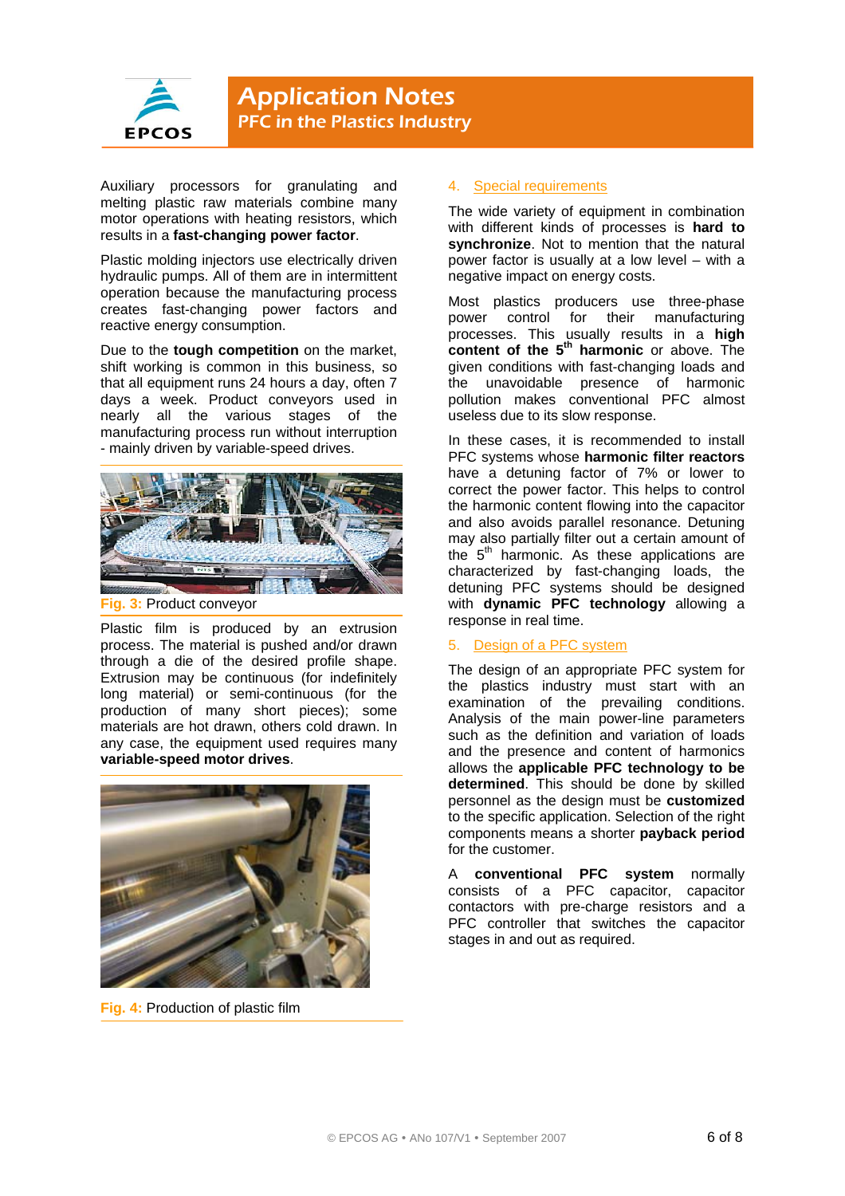Auxiliary processors for granulating and melting plastic raw materials combine many motor operations with heating resistors, which results in a **fast-changing power factor**.

Plastic molding injectors use electrically driven hydraulic pumps. All of them are in intermittent operation because the manufacturing process creates fast-changing power factors and reactive energy consumption.

Due to the **tough competition** on the market, shift working is common in this business, so that all equipment runs 24 hours a day, often 7 days a week. Product conveyors used in nearly all the various stages of the manufacturing process run without interruption - mainly driven by variable-speed drives.

**Fig. 3:** Product conveyor

Plastic film is produced by an extrusion process. The material is pushed and/or drawn through a die of the desired profile shape. Extrusion may be continuous (for indefinitely long material) or semi-continuous (for the production of many short pieces); some materials are hot drawn, others cold drawn. In any case, the equipment used requires many **variable-speed motor drives**.

**Fig. 4:** Production of plastic film

## 4. Special requirements

The wide variety of equipment in combination with different kinds of processes is **hard to synchronize**. Not to mention that the natural power factor is usually at a low level – with a negative impact on energy costs.

Most plastics producers use three-phase power control for their manufacturing processes. This usually results in a **high content of the 5$^{th}$ harmonic** or above. The given conditions with fast-changing loads and the unavoidable presence of harmonic pollution makes conventional PFC almost useless due to its slow response.

In these cases, it is recommended to install PFC systems whose **harmonic filter reactors** have a detuning factor of 7% or lower to correct the power factor. This helps to control the harmonic content flowing into the capacitor and also avoids parallel resonance. Detuning may also partially filter out a certain amount of the 5$^{th}$ harmonic. As these applications are characterized by fast-changing loads, the detuning PFC systems should be designed with **dynamic PFC technology** allowing a response in real time.

## 5. Design of a PFC system

The design of an appropriate PFC system for the plastics industry must start with an examination of the prevailing conditions. Analysis of the main power-line parameters such as the definition and variation of loads and the presence and content of harmonics allows the **applicable PFC technology to be determined**. This should be done by skilled personnel as the design must be **customized** to the specific application. Selection of the right components means a shorter **payback period** for the customer.

A **conventional PFC system** normally consists of a PFC capacitor, capacitor contactors with pre-charge resistors and a PFC controller that switches the capacitor stages in and out as required.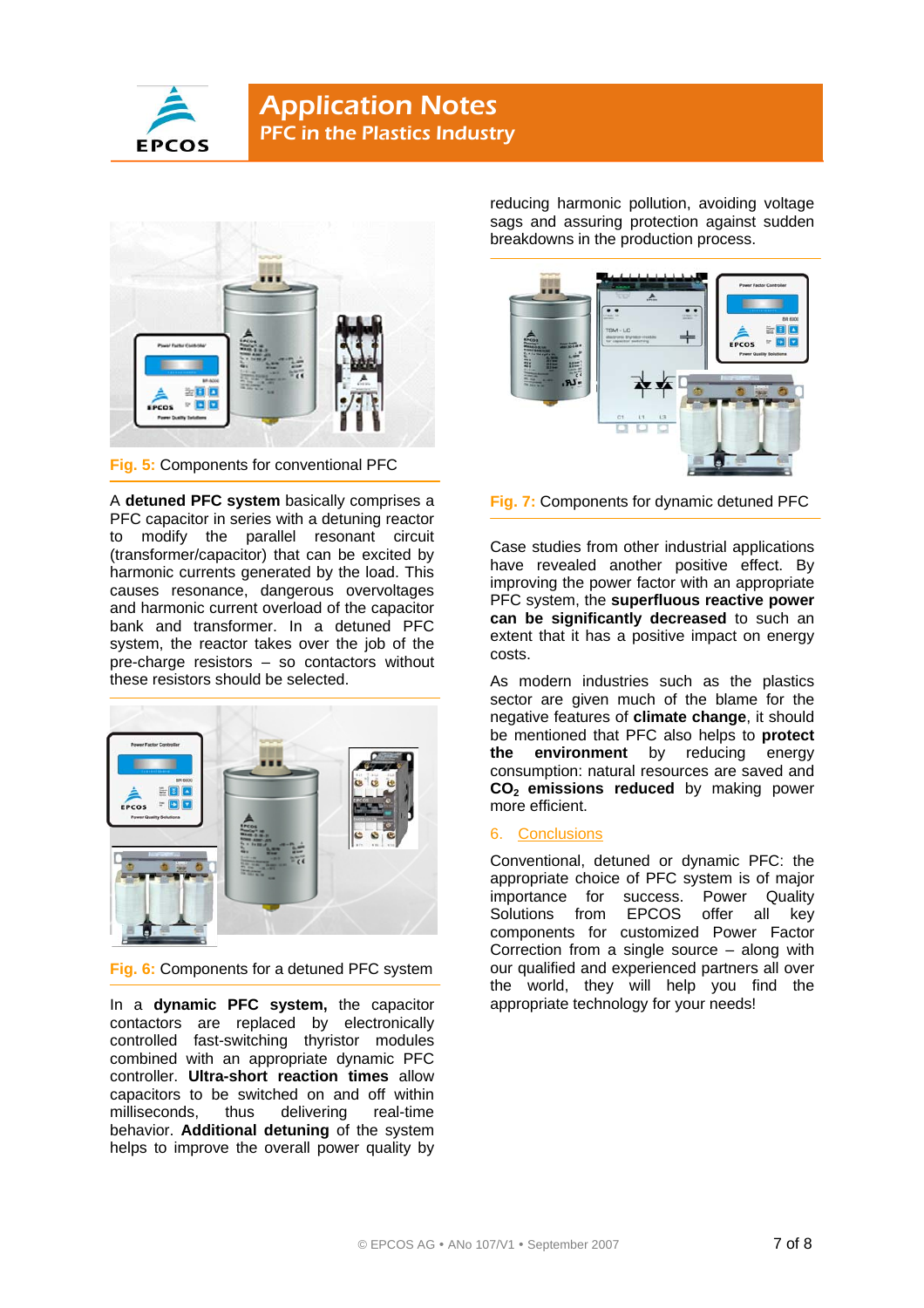Fig. 5: Components for conventional PFC

A **detuned PFC system** basically comprises a PFC capacitor in series with a detuning reactor to modify the parallel resonant circuit (transformer/capacitor) that can be excited by harmonic currents generated by the load. This causes resonance, dangerous overvoltages and harmonic current overload of the capacitor bank and transformer. In a detuned PFC system, the reactor takes over the job of the pre-charge resistors – so contactors without these resistors should be selected.

Fig. 6: Components for a detuned PFC system

In a **dynamic PFC system,** the capacitor contactors are replaced by electronically controlled fast-switching thyristor modules combined with an appropriate dynamic PFC controller. **Ultra-short reaction times** allow capacitors to be switched on and off within milliseconds, thus delivering real-time behavior. **Additional detuning** of the system helps to improve the overall power quality by reducing harmonic pollution, avoiding voltage sags and assuring protection against sudden breakdowns in the production process.

Fig. 7: Components for dynamic detuned PFC

Case studies from other industrial applications have revealed another positive effect. By improving the power factor with an appropriate PFC system, the **superfluous reactive power can be significantly decreased** to such an extent that it has a positive impact on energy costs.

As modern industries such as the plastics sector are given much of the blame for the negative features of **climate change**, it should be mentioned that PFC also helps to **protect the environment** by reducing energy consumption: natural resources are saved and **$CO_2$ emissions reduced** by making power more efficient.

## 6. Conclusions

Conventional, detuned or dynamic PFC: the appropriate choice of PFC system is of major importance for success. Power Quality Solutions from EPCOS offer all key components for customized Power Factor Correction from a single source – along with our qualified and experienced partners all over the world, they will help you find the appropriate technology for your needs!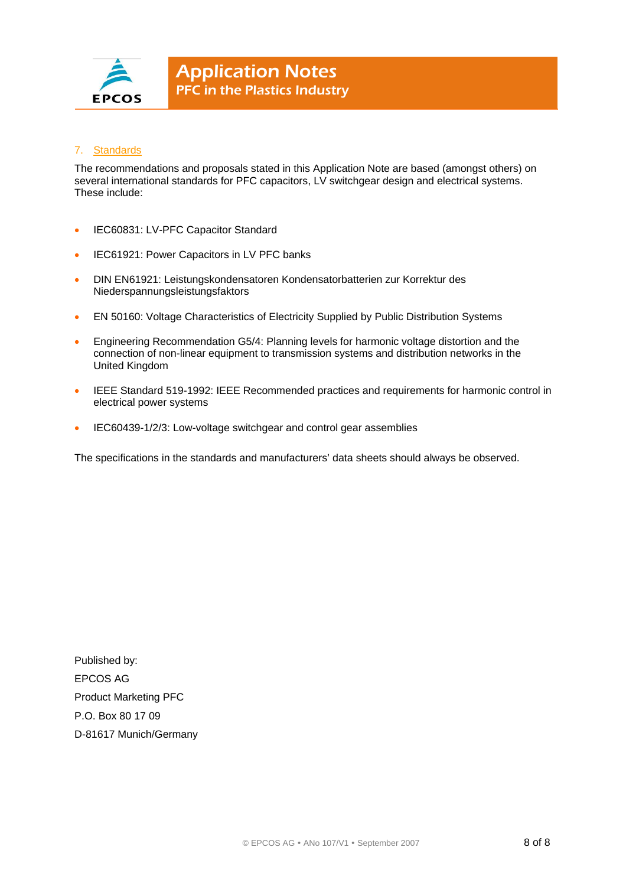## 7. Standards

The recommendations and proposals stated in this Application Note are based (amongst others) on several international standards for PFC capacitors, LV switchgear design and electrical systems. These include:

- IEC60831: LV-PFC Capacitor Standard
- IEC61921: Power Capacitors in LV PFC banks
- DIN EN61921: Leistungskondensatoren Kondensatorbatterien zur Korrektur des Niederspannungsleistungsfaktors
- EN 50160: Voltage Characteristics of Electricity Supplied by Public Distribution Systems
- Engineering Recommendation G5/4: Planning levels for harmonic voltage distortion and the connection of non-linear equipment to transmission systems and distribution networks in the United Kingdom
- IEEE Standard 519-1992: IEEE Recommended practices and requirements for harmonic control in electrical power systems
- IEC60439-1/2/3: Low-voltage switchgear and control gear assemblies

The specifications in the standards and manufacturers' data sheets should always be observed.

Published by:

EPCOS AG

Product Marketing PFC

P.O. Box 80 17 09

D-81617 Munich/Germany